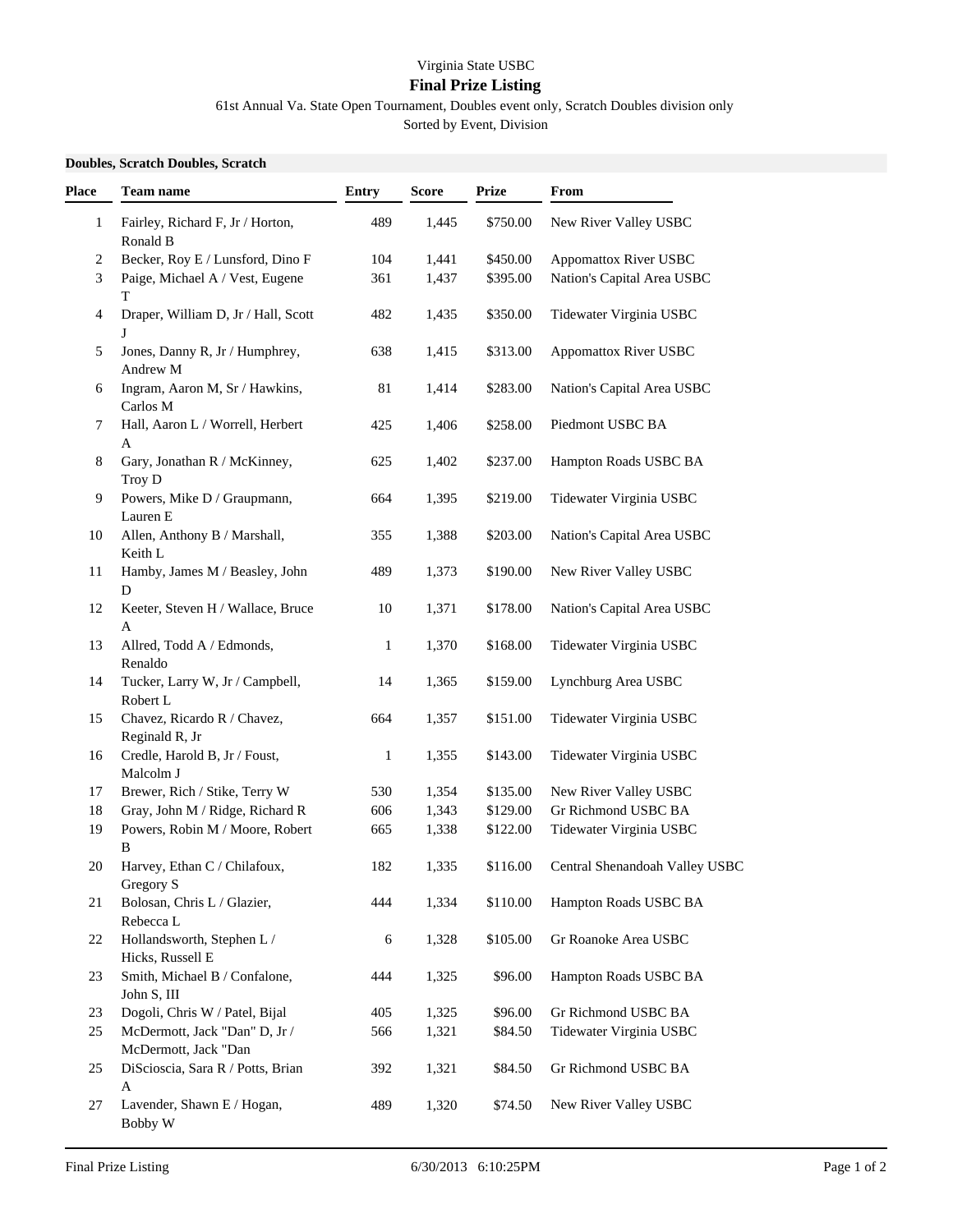Virginia State USBC

# Final Prize Listing

61st Annual Va. State Open Tournament, Doubles event only, Scratch Doubles division only

Sorted by Event, Division

**Doubles, Scratch Doubles, Scratch**

| Place | Team name | Entry | Score | Prize | From |
|---|---|---|---|---|---|
| 1 | Fairley, Richard F, Jr / Horton, Ronald B | 489 | 1,445 | $750.00 | New River Valley USBC |
| 2 | Becker, Roy E / Lunsford, Dino F | 104 | 1,441 | $450.00 | Appomattox River USBC |
| 3 | Paige, Michael A / Vest, Eugene T | 361 | 1,437 | $395.00 | Nation's Capital Area USBC |
| 4 | Draper, William D, Jr / Hall, Scott J | 482 | 1,435 | $350.00 | Tidewater Virginia USBC |
| 5 | Jones, Danny R, Jr / Humphrey, Andrew M | 638 | 1,415 | $313.00 | Appomattox River USBC |
| 6 | Ingram, Aaron M, Sr / Hawkins, Carlos M | 81 | 1,414 | $283.00 | Nation's Capital Area USBC |
| 7 | Hall, Aaron L / Worrell, Herbert A | 425 | 1,406 | $258.00 | Piedmont USBC BA |
| 8 | Gary, Jonathan R / McKinney, Troy D | 625 | 1,402 | $237.00 | Hampton Roads USBC BA |
| 9 | Powers, Mike D / Graupmann, Lauren E | 664 | 1,395 | $219.00 | Tidewater Virginia USBC |
| 10 | Allen, Anthony B / Marshall, Keith L | 355 | 1,388 | $203.00 | Nation's Capital Area USBC |
| 11 | Hamby, James M / Beasley, John D | 489 | 1,373 | $190.00 | New River Valley USBC |
| 12 | Keeter, Steven H / Wallace, Bruce A | 10 | 1,371 | $178.00 | Nation's Capital Area USBC |
| 13 | Allred, Todd A / Edmonds, Renaldo | 1 | 1,370 | $168.00 | Tidewater Virginia USBC |
| 14 | Tucker, Larry W, Jr / Campbell, Robert L | 14 | 1,365 | $159.00 | Lynchburg Area USBC |
| 15 | Chavez, Ricardo R / Chavez, Reginald R, Jr | 664 | 1,357 | $151.00 | Tidewater Virginia USBC |
| 16 | Credle, Harold B, Jr / Foust, Malcolm J | 1 | 1,355 | $143.00 | Tidewater Virginia USBC |
| 17 | Brewer, Rich / Stike, Terry W | 530 | 1,354 | $135.00 | New River Valley USBC |
| 18 | Gray, John M / Ridge, Richard R | 606 | 1,343 | $129.00 | Gr Richmond USBC BA |
| 19 | Powers, Robin M / Moore, Robert B | 665 | 1,338 | $122.00 | Tidewater Virginia USBC |
| 20 | Harvey, Ethan C / Chilafoux, Gregory S | 182 | 1,335 | $116.00 | Central Shenandoah Valley USBC |
| 21 | Bolosan, Chris L / Glazier, Rebecca L | 444 | 1,334 | $110.00 | Hampton Roads USBC BA |
| 22 | Hollandsworth, Stephen L / Hicks, Russell E | 6 | 1,328 | $105.00 | Gr Roanoke Area USBC |
| 23 | Smith, Michael B / Confalone, John S, III | 444 | 1,325 | $96.00 | Hampton Roads USBC BA |
| 23 | Dogoli, Chris W / Patel, Bijal | 405 | 1,325 | $96.00 | Gr Richmond USBC BA |
| 25 | McDermott, Jack "Dan" D, Jr / McDermott, Jack "Dan | 566 | 1,321 | $84.50 | Tidewater Virginia USBC |
| 25 | DiScioscia, Sara R / Potts, Brian A | 392 | 1,321 | $84.50 | Gr Richmond USBC BA |
| 27 | Lavender, Shawn E / Hogan, Bobby W | 489 | 1,320 | $74.50 | New River Valley USBC |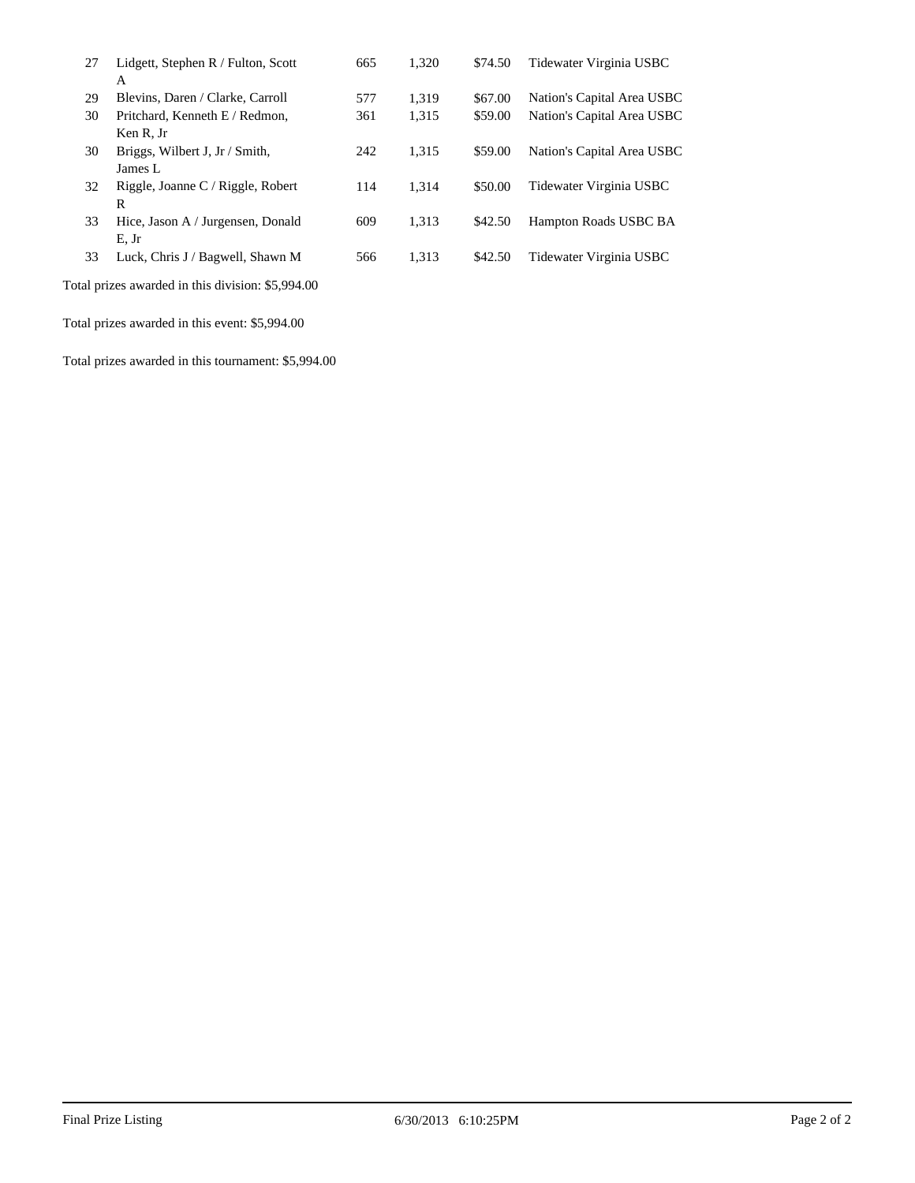| | | | | | |
|---|---|---|---|---|---|
| 27 | Lidgett, Stephen R / Fulton, Scott A | 665 | 1,320 | $74.50 | Tidewater Virginia USBC |
| 29 | Blevins, Daren / Clarke, Carroll | 577 | 1,319 | $67.00 | Nation's Capital Area USBC |
| 30 | Pritchard, Kenneth E / Redmon, Ken R, Jr | 361 | 1,315 | $59.00 | Nation's Capital Area USBC |
| 30 | Briggs, Wilbert J, Jr / Smith, James L | 242 | 1,315 | $59.00 | Nation's Capital Area USBC |
| 32 | Riggle, Joanne C / Riggle, Robert R | 114 | 1,314 | $50.00 | Tidewater Virginia USBC |
| 33 | Hice, Jason A / Jurgensen, Donald E, Jr | 609 | 1,313 | $42.50 | Hampton Roads USBC BA |
| 33 | Luck, Chris J / Bagwell, Shawn M | 566 | 1,313 | $42.50 | Tidewater Virginia USBC |

Total prizes awarded in this division: $5,994.00

Total prizes awarded in this event: $5,994.00

Total prizes awarded in this tournament: $5,994.00

Final Prize Listing 6/30/2013 6:10:25PM